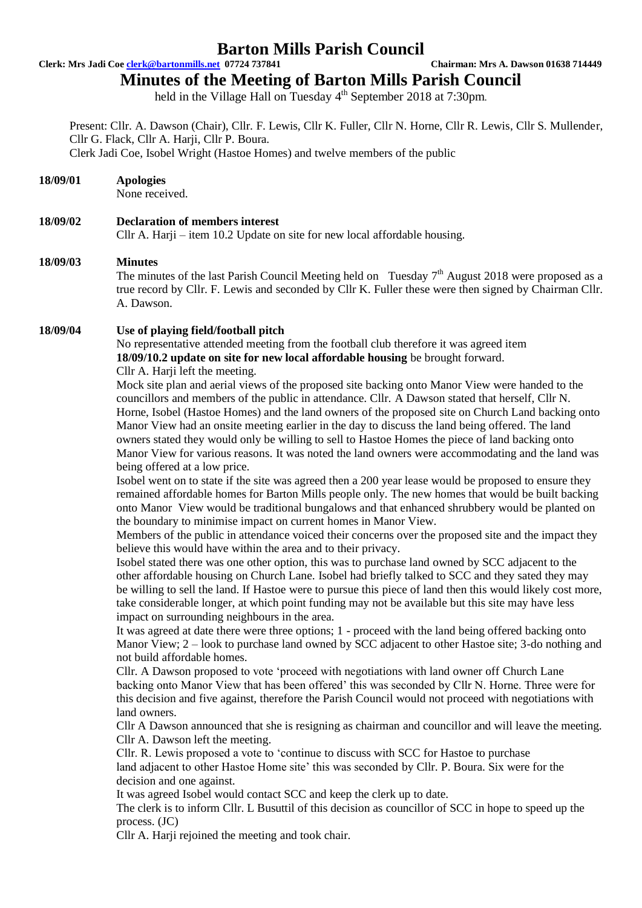# Barton Mills Parish Council

**Clerk: Mrs Jadi Coe clerk@bartonmills.net 07724 737841** **Chairman: Mrs A. Dawson 01638 714449**

## Minutes of the Meeting of Barton Mills Parish Council

held in the Village Hall on Tuesday 4th September 2018 at 7:30pm.

Present: Cllr. A. Dawson (Chair), Cllr. F. Lewis, Cllr K. Fuller, Cllr N. Horne, Cllr R. Lewis, Cllr S. Mullender, Cllr G. Flack, Cllr A. Harji, Cllr P. Boura.
Clerk Jadi Coe, Isobel Wright (Hastoe Homes) and twelve members of the public

**18/09/01 Apologies**

None received.

**18/09/02 Declaration of members interest**

Cllr A. Harji – item 10.2 Update on site for new local affordable housing.

**18/09/03 Minutes**

The minutes of the last Parish Council Meeting held on Tuesday 7th August 2018 were proposed as a true record by Cllr. F. Lewis and seconded by Cllr K. Fuller these were then signed by Chairman Cllr. A. Dawson.

**18/09/04 Use of playing field/football pitch**

No representative attended meeting from the football club therefore it was agreed item **18/09/10.2 update on site for new local affordable housing** be brought forward.

Cllr A. Harji left the meeting.

Mock site plan and aerial views of the proposed site backing onto Manor View were handed to the councillors and members of the public in attendance. Cllr. A Dawson stated that herself, Cllr N. Horne, Isobel (Hastoe Homes) and the land owners of the proposed site on Church Land backing onto Manor View had an onsite meeting earlier in the day to discuss the land being offered. The land owners stated they would only be willing to sell to Hastoe Homes the piece of land backing onto Manor View for various reasons. It was noted the land owners were accommodating and the land was being offered at a low price.

Isobel went on to state if the site was agreed then a 200 year lease would be proposed to ensure they remained affordable homes for Barton Mills people only. The new homes that would be built backing onto Manor View would be traditional bungalows and that enhanced shrubbery would be planted on the boundary to minimise impact on current homes in Manor View.

Members of the public in attendance voiced their concerns over the proposed site and the impact they believe this would have within the area and to their privacy.

Isobel stated there was one other option, this was to purchase land owned by SCC adjacent to the other affordable housing on Church Lane. Isobel had briefly talked to SCC and they sated they may be willing to sell the land. If Hastoe were to pursue this piece of land then this would likely cost more, take considerable longer, at which point funding may not be available but this site may have less impact on surrounding neighbours in the area.

It was agreed at date there were three options; 1 - proceed with the land being offered backing onto Manor View; 2 – look to purchase land owned by SCC adjacent to other Hastoe site; 3-do nothing and not build affordable homes.

Cllr. A Dawson proposed to vote 'proceed with negotiations with land owner off Church Lane backing onto Manor View that has been offered' this was seconded by Cllr N. Horne. Three were for this decision and five against, therefore the Parish Council would not proceed with negotiations with land owners.

Cllr A Dawson announced that she is resigning as chairman and councillor and will leave the meeting.

Cllr A. Dawson left the meeting.

Cllr. R. Lewis proposed a vote to 'continue to discuss with SCC for Hastoe to purchase land adjacent to other Hastoe Home site' this was seconded by Cllr. P. Boura. Six were for the decision and one against.

It was agreed Isobel would contact SCC and keep the clerk up to date.

The clerk is to inform Cllr. L Busuttil of this decision as councillor of SCC in hope to speed up the process. (JC)

Cllr A. Harji rejoined the meeting and took chair.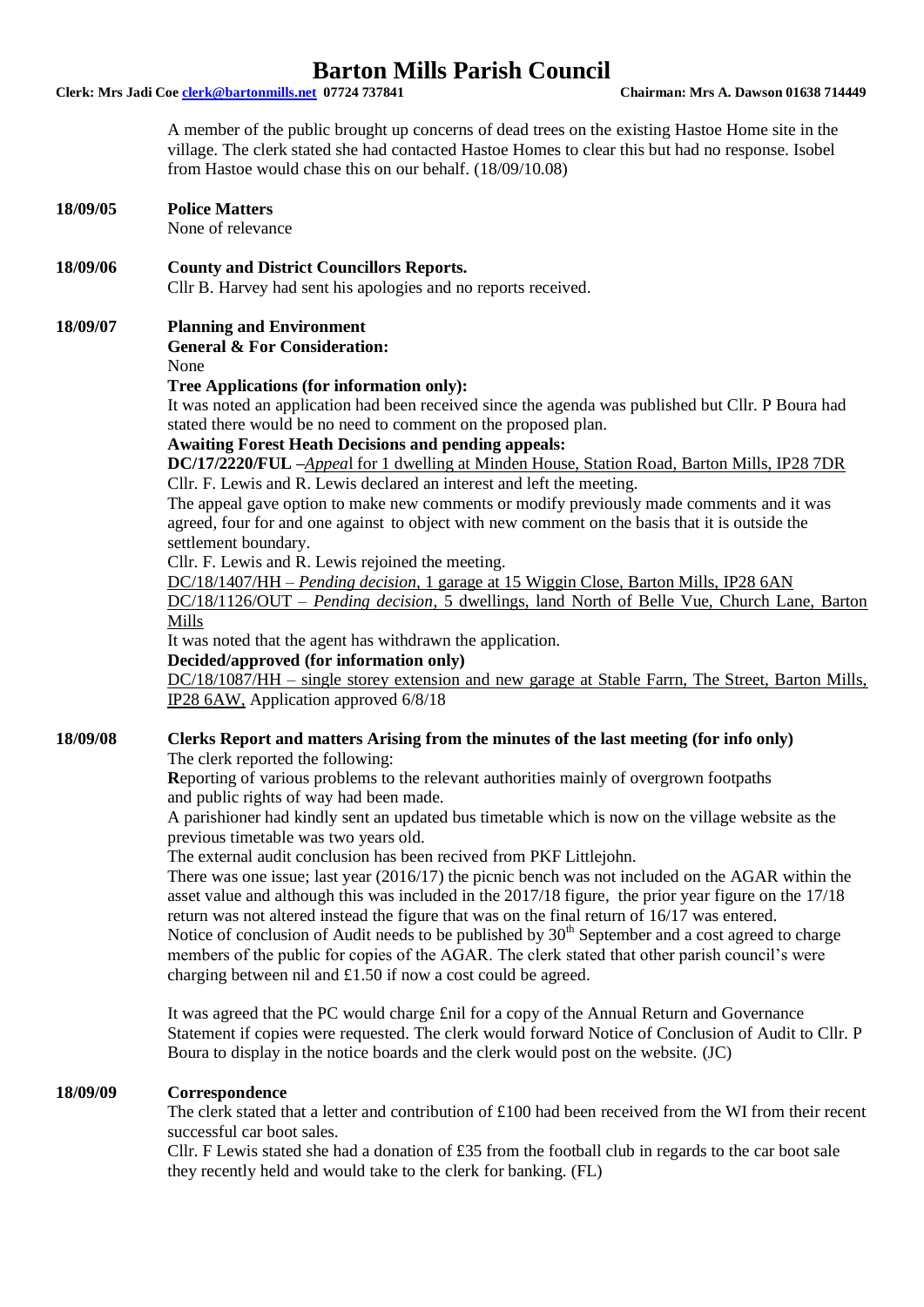A member of the public brought up concerns of dead trees on the existing Hastoe Home site in the village. The clerk stated she had contacted Hastoe Homes to clear this but had no response. Isobel from Hastoe would chase this on our behalf. (18/09/10.08)

**18/09/05 Police Matters**

None of relevance

**18/09/06 County and District Councillors Reports.**

Cllr B. Harvey had sent his apologies and no reports received.

**18/09/07 Planning and Environment**

**General & For Consideration:**

None

**Tree Applications (for information only):**

It was noted an application had been received since the agenda was published but Cllr. P Boura had stated there would be no need to comment on the proposed plan.

**Awaiting Forest Heath Decisions and pending appeals:**

**DC/17/2220/FUL** –*Appea*l for 1 dwelling at Minden House, Station Road, Barton Mills, IP28 7DR

Cllr. F. Lewis and R. Lewis declared an interest and left the meeting.

The appeal gave option to make new comments or modify previously made comments and it was agreed, four for and one against to object with new comment on the basis that it is outside the settlement boundary.

Cllr. F. Lewis and R. Lewis rejoined the meeting.

DC/18/1407/HH – *Pending decision*, 1 garage at 15 Wiggin Close, Barton Mills, IP28 6AN

DC/18/1126/OUT – *Pending decision*, 5 dwellings, land North of Belle Vue, Church Lane, Barton Mills

It was noted that the agent has withdrawn the application.

**Decided/approved (for information only)**

DC/18/1087/HH – single storey extension and new garage at Stable Farrn, The Street, Barton Mills, IP28 6AW, Application approved 6/8/18

**18/09/08 Clerks Report and matters Arising from the minutes of the last meeting (for info only)**

The clerk reported the following:

**R**eporting of various problems to the relevant authorities mainly of overgrown footpaths and public rights of way had been made.

A parishioner had kindly sent an updated bus timetable which is now on the village website as the previous timetable was two years old.

The external audit conclusion has been recived from PKF Littlejohn.

There was one issue; last year (2016/17) the picnic bench was not included on the AGAR within the asset value and although this was included in the 2017/18 figure, the prior year figure on the 17/18 return was not altered instead the figure that was on the final return of 16/17 was entered.

Notice of conclusion of Audit needs to be published by 30th September and a cost agreed to charge members of the public for copies of the AGAR. The clerk stated that other parish council's were charging between nil and £1.50 if now a cost could be agreed.

It was agreed that the PC would charge £nil for a copy of the Annual Return and Governance Statement if copies were requested. The clerk would forward Notice of Conclusion of Audit to Cllr. P Boura to display in the notice boards and the clerk would post on the website. (JC)

**18/09/09 Correspondence**

The clerk stated that a letter and contribution of £100 had been received from the WI from their recent successful car boot sales.

Cllr. F Lewis stated she had a donation of £35 from the football club in regards to the car boot sale they recently held and would take to the clerk for banking. (FL)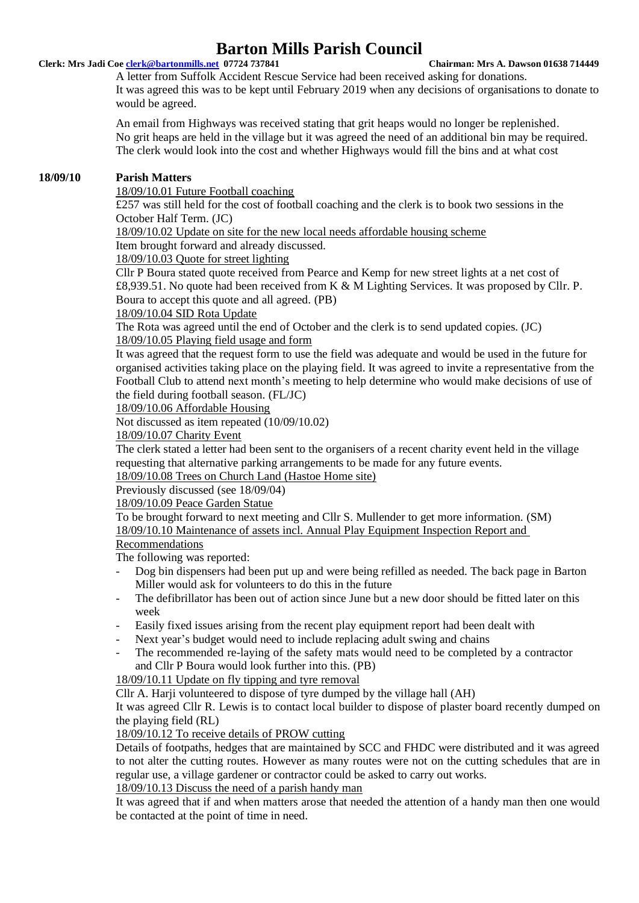A letter from Suffolk Accident Rescue Service had been received asking for donations. It was agreed this was to be kept until February 2019 when any decisions of organisations to donate to would be agreed.

An email from Highways was received stating that grit heaps would no longer be replenished. No grit heaps are held in the village but it was agreed the need of an additional bin may be required. The clerk would look into the cost and whether Highways would fill the bins and at what cost

**18/09/10 Parish Matters**

18/09/10.01 Future Football coaching

£257 was still held for the cost of football coaching and the clerk is to book two sessions in the October Half Term. (JC)

18/09/10.02 Update on site for the new local needs affordable housing scheme

Item brought forward and already discussed.

18/09/10.03 Quote for street lighting

Cllr P Boura stated quote received from Pearce and Kemp for new street lights at a net cost of £8,939.51. No quote had been received from K & M Lighting Services. It was proposed by Cllr. P. Boura to accept this quote and all agreed. (PB)

18/09/10.04 SID Rota Update

The Rota was agreed until the end of October and the clerk is to send updated copies. (JC)

18/09/10.05 Playing field usage and form

It was agreed that the request form to use the field was adequate and would be used in the future for organised activities taking place on the playing field. It was agreed to invite a representative from the Football Club to attend next month's meeting to help determine who would make decisions of use of the field during football season. (FL/JC)

18/09/10.06 Affordable Housing

Not discussed as item repeated (10/09/10.02)

18/09/10.07 Charity Event

The clerk stated a letter had been sent to the organisers of a recent charity event held in the village requesting that alternative parking arrangements to be made for any future events.

18/09/10.08 Trees on Church Land (Hastoe Home site)

Previously discussed (see 18/09/04)

18/09/10.09 Peace Garden Statue

To be brought forward to next meeting and Cllr S. Mullender to get more information. (SM)

18/09/10.10 Maintenance of assets incl. Annual Play Equipment Inspection Report and Recommendations

The following was reported:

- Dog bin dispensers had been put up and were being refilled as needed. The back page in Barton Miller would ask for volunteers to do this in the future
- The defibrillator has been out of action since June but a new door should be fitted later on this week
- Easily fixed issues arising from the recent play equipment report had been dealt with
- Next year's budget would need to include replacing adult swing and chains
- The recommended re-laying of the safety mats would need to be completed by a contractor and Cllr P Boura would look further into this. (PB)

18/09/10.11 Update on fly tipping and tyre removal

Cllr A. Harji volunteered to dispose of tyre dumped by the village hall (AH)

It was agreed Cllr R. Lewis is to contact local builder to dispose of plaster board recently dumped on the playing field (RL)

18/09/10.12 To receive details of PROW cutting

Details of footpaths, hedges that are maintained by SCC and FHDC were distributed and it was agreed to not alter the cutting routes. However as many routes were not on the cutting schedules that are in regular use, a village gardener or contractor could be asked to carry out works.

18/09/10.13 Discuss the need of a parish handy man

It was agreed that if and when matters arose that needed the attention of a handy man then one would be contacted at the point of time in need.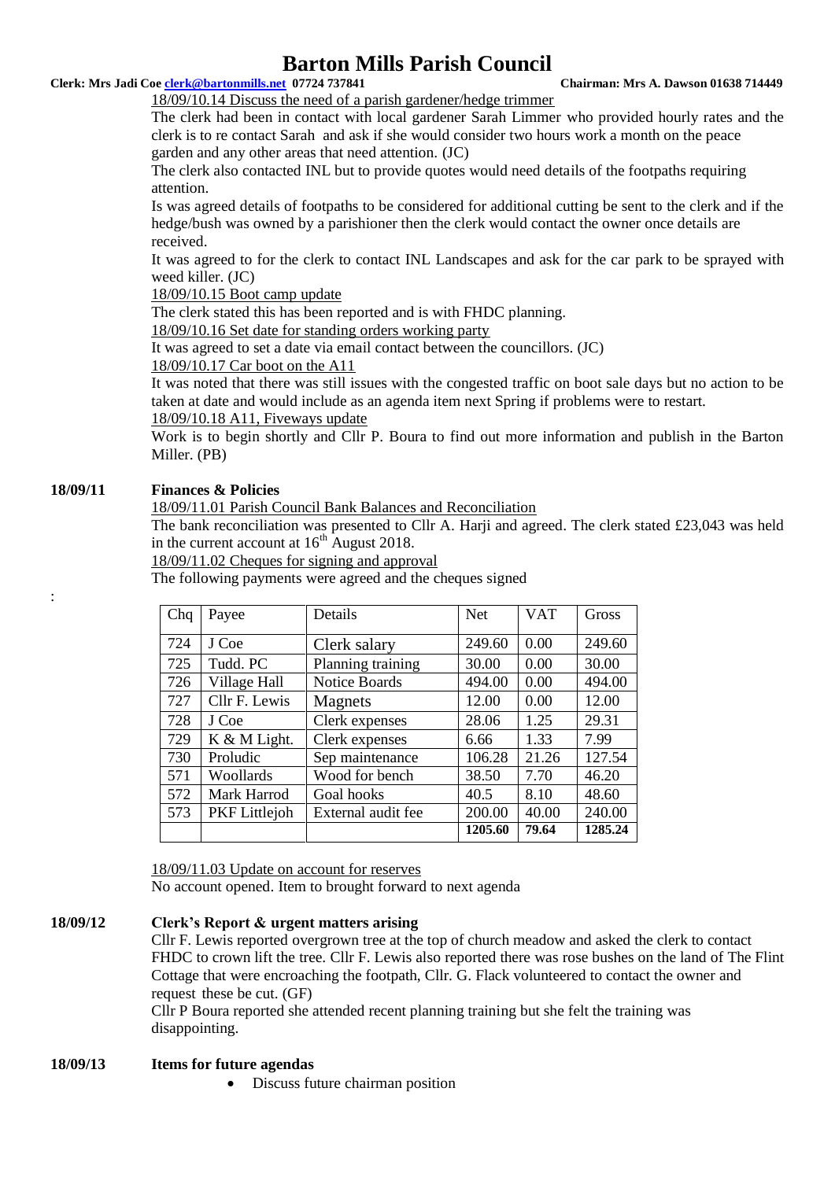18/09/10.14 Discuss the need of a parish gardener/hedge trimmer

The clerk had been in contact with local gardener Sarah Limmer who provided hourly rates and the clerk is to re contact Sarah and ask if she would consider two hours work a month on the peace garden and any other areas that need attention. (JC)

The clerk also contacted INL but to provide quotes would need details of the footpaths requiring attention.

Is was agreed details of footpaths to be considered for additional cutting be sent to the clerk and if the hedge/bush was owned by a parishioner then the clerk would contact the owner once details are received.

It was agreed to for the clerk to contact INL Landscapes and ask for the car park to be sprayed with weed killer. (JC)

18/09/10.15 Boot camp update

The clerk stated this has been reported and is with FHDC planning.

18/09/10.16 Set date for standing orders working party

It was agreed to set a date via email contact between the councillors. (JC)

18/09/10.17 Car boot on the A11

It was noted that there was still issues with the congested traffic on boot sale days but no action to be taken at date and would include as an agenda item next Spring if problems were to restart.

18/09/10.18 A11, Fiveways update

Work is to begin shortly and Cllr P. Boura to find out more information and publish in the Barton Miller. (PB)

**18/09/11 Finances & Policies**

18/09/11.01 Parish Council Bank Balances and Reconciliation

The bank reconciliation was presented to Cllr A. Harji and agreed. The clerk stated £23,043 was held in the current account at 16th August 2018.

18/09/11.02 Cheques for signing and approval

The following payments were agreed and the cheques signed

:

| Chq | Payee | Details | Net | VAT | Gross |
|---|---|---|---|---|---|
| 724 | J Coe | Clerk salary | 249.60 | 0.00 | 249.60 |
| 725 | Tudd. PC | Planning training | 30.00 | 0.00 | 30.00 |
| 726 | Village Hall | Notice Boards | 494.00 | 0.00 | 494.00 |
| 727 | Cllr F. Lewis | Magnets | 12.00 | 0.00 | 12.00 |
| 728 | J Coe | Clerk expenses | 28.06 | 1.25 | 29.31 |
| 729 | K & M Light. | Clerk expenses | 6.66 | 1.33 | 7.99 |
| 730 | Proludic | Sep maintenance | 106.28 | 21.26 | 127.54 |
| 571 | Woollards | Wood for bench | 38.50 | 7.70 | 46.20 |
| 572 | Mark Harrod | Goal hooks | 40.5 | 8.10 | 48.60 |
| 573 | PKF Littlejoh | External audit fee | 200.00 | 40.00 | 240.00 |
| | | | **1205.60** | **79.64** | **1285.24** |

18/09/11.03 Update on account for reserves

No account opened. Item to brought forward to next agenda

**18/09/12 Clerk's Report & urgent matters arising**

Cllr F. Lewis reported overgrown tree at the top of church meadow and asked the clerk to contact FHDC to crown lift the tree. Cllr F. Lewis also reported there was rose bushes on the land of The Flint Cottage that were encroaching the footpath, Cllr. G. Flack volunteered to contact the owner and request these be cut. (GF)

Cllr P Boura reported she attended recent planning training but she felt the training was disappointing.

**18/09/13 Items for future agendas**

- Discuss future chairman position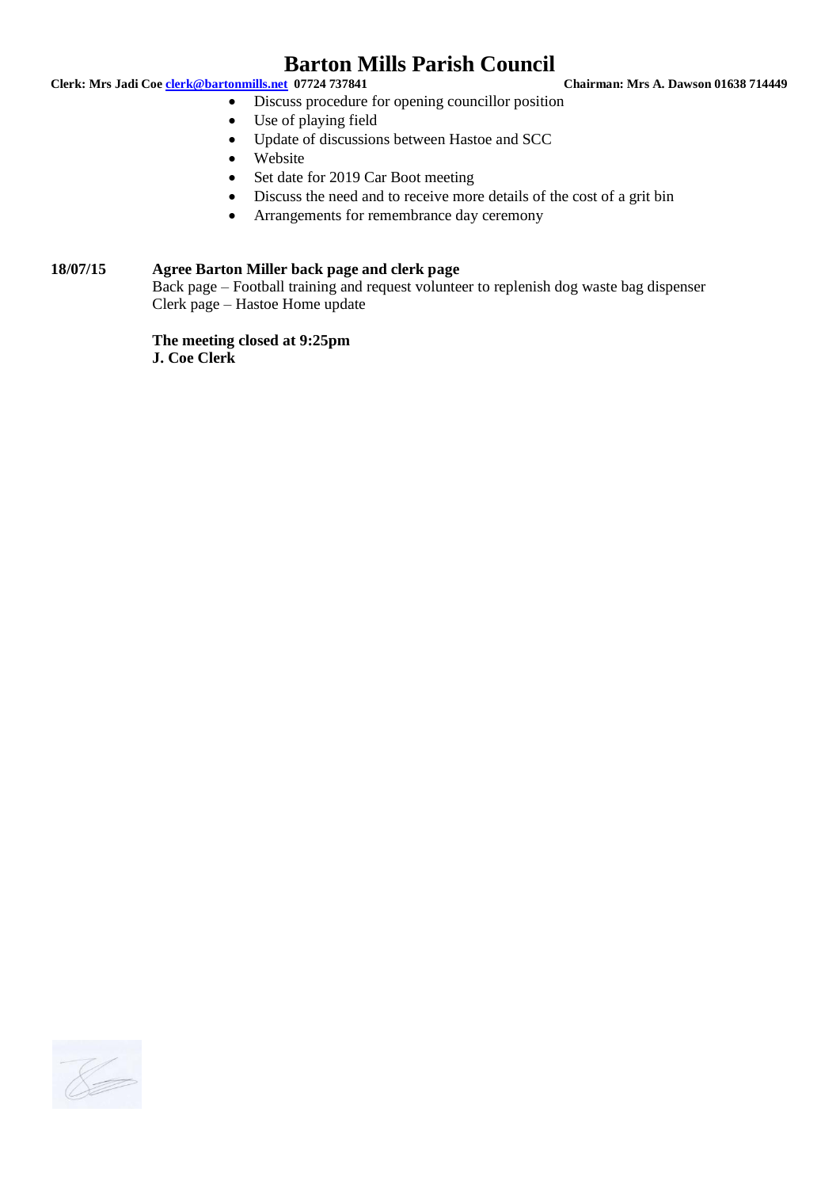- Discuss procedure for opening councillor position
- Use of playing field
- Update of discussions between Hastoe and SCC
- Website
- Set date for 2019 Car Boot meeting
- Discuss the need and to receive more details of the cost of a grit bin
- Arrangements for remembrance day ceremony

**18/07/15** **Agree Barton Miller back page and clerk page**

Back page – Football training and request volunteer to replenish dog waste bag dispenser

Clerk page – Hastoe Home update

**The meeting closed at 9:25pm**

**J. Coe Clerk**